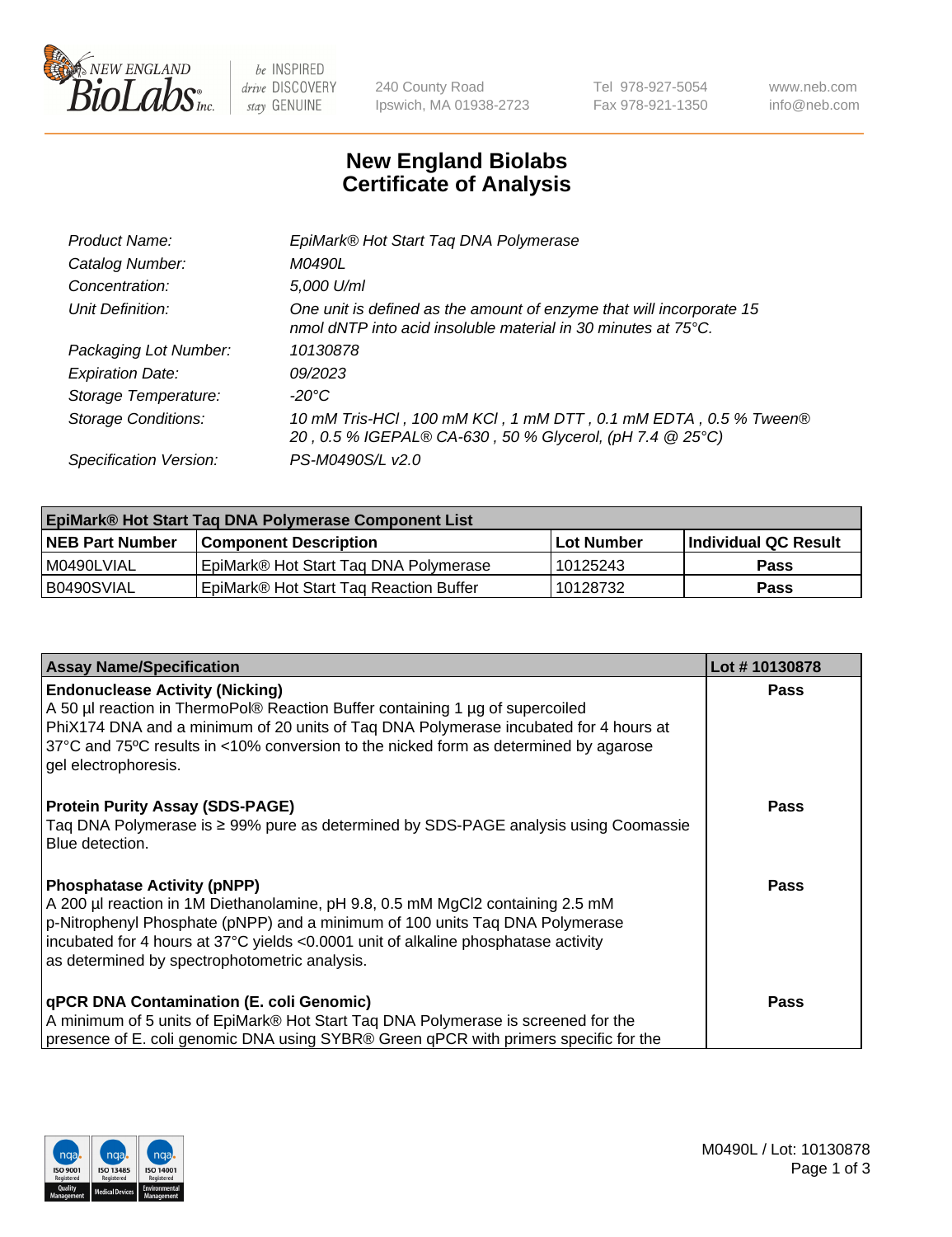New England BioLabs Inc. — be INSPIRED drive DISCOVERY stay GENUINE

240 County Road
Ipswich, MA 01938-2723

Tel 978-927-5054
Fax 978-921-1350

www.neb.com
info@neb.com

# New England Biolabs Certificate of Analysis

| | |
|---|---|
| *Product Name:* | *EpiMark® Hot Start Taq DNA Polymerase* |
| *Catalog Number:* | *M0490L* |
| *Concentration:* | *5,000 U/ml* |
| *Unit Definition:* | *One unit is defined as the amount of enzyme that will incorporate 15 nmol dNTP into acid insoluble material in 30 minutes at 75°C.* |
| *Packaging Lot Number:* | *10130878* |
| *Expiration Date:* | *09/2023* |
| *Storage Temperature:* | *-20°C* |
| *Storage Conditions:* | *10 mM Tris-HCl , 100 mM KCl , 1 mM DTT , 0.1 mM EDTA , 0.5 % Tween® 20 , 0.5 % IGEPAL® CA-630 , 50 % Glycerol, (pH 7.4 @ 25°C)* |
| *Specification Version:* | *PS-M0490S/L v2.0* |

| EpiMark® Hot Start Taq DNA Polymerase Component List | | | |
|---|---|---|---|
| **NEB Part Number** | **Component Description** | **Lot Number** | **Individual QC Result** |
| M0490LVIAL | EpiMark® Hot Start Taq DNA Polymerase | 10125243 | **Pass** |
| B0490SVIAL | EpiMark® Hot Start Taq Reaction Buffer | 10128732 | **Pass** |

| Assay Name/Specification | Lot # 10130878 |
|---|---|
| **Endonuclease Activity (Nicking)**<br>A 50 µl reaction in ThermoPol® Reaction Buffer containing 1 µg of supercoiled PhiX174 DNA and a minimum of 20 units of Taq DNA Polymerase incubated for 4 hours at 37°C and 75ºC results in <10% conversion to the nicked form as determined by agarose gel electrophoresis. | **Pass** |
| **Protein Purity Assay (SDS-PAGE)**<br>Taq DNA Polymerase is ≥ 99% pure as determined by SDS-PAGE analysis using Coomassie Blue detection. | **Pass** |
| **Phosphatase Activity (pNPP)**<br>A 200 µl reaction in 1M Diethanolamine, pH 9.8, 0.5 mM $MgCl_2$ containing 2.5 mM p-Nitrophenyl Phosphate (pNPP) and a minimum of 100 units Taq DNA Polymerase incubated for 4 hours at 37°C yields <0.0001 unit of alkaline phosphatase activity as determined by spectrophotometric analysis. | **Pass** |
| **qPCR DNA Contamination (E. coli Genomic)**<br>A minimum of 5 units of EpiMark® Hot Start Taq DNA Polymerase is screened for the presence of E. coli genomic DNA using SYBR® Green qPCR with primers specific for the | **Pass** |

M0490L / Lot: 10130878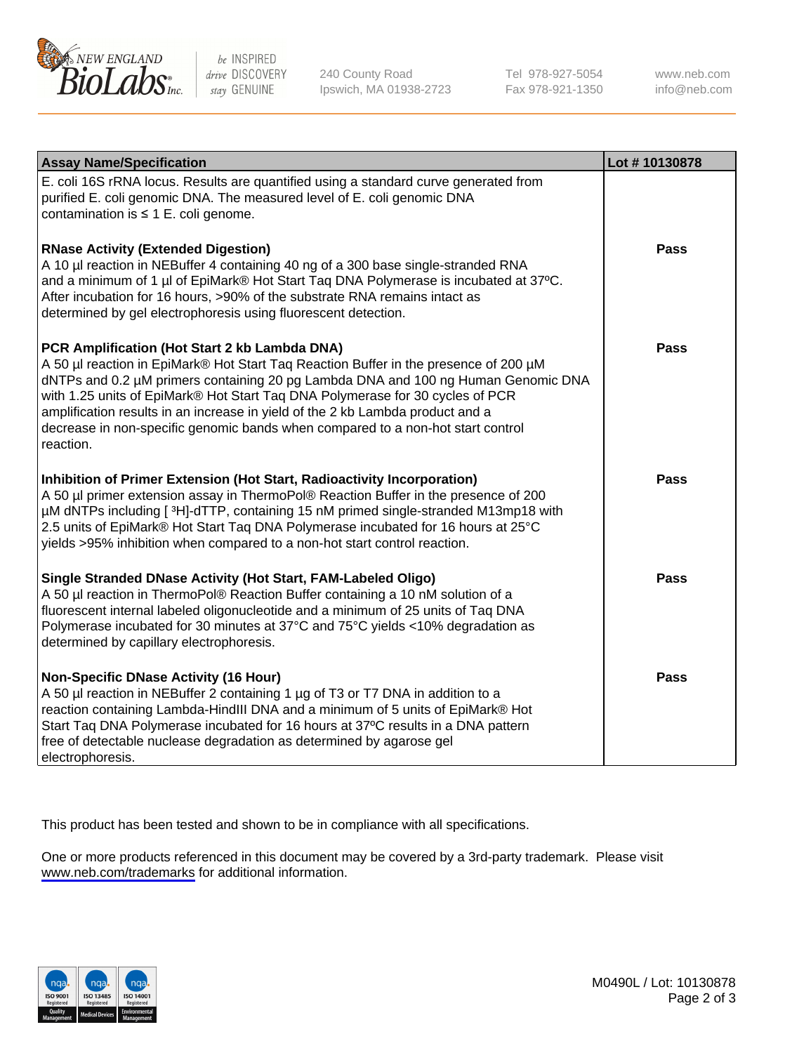| Assay Name/Specification | Lot # 10130878 |
| --- | --- |
| E. coli 16S rRNA locus. Results are quantified using a standard curve generated from purified E. coli genomic DNA. The measured level of E. coli genomic DNA contamination is ≤ 1 E. coli genome. | |
| **RNase Activity (Extended Digestion)**<br>A 10 µl reaction in NEBuffer 4 containing 40 ng of a 300 base single-stranded RNA and a minimum of 1 µl of EpiMark® Hot Start Taq DNA Polymerase is incubated at 37ºC. After incubation for 16 hours, >90% of the substrate RNA remains intact as determined by gel electrophoresis using fluorescent detection. | **Pass** |
| **PCR Amplification (Hot Start 2 kb Lambda DNA)**<br>A 50 µl reaction in EpiMark® Hot Start Taq Reaction Buffer in the presence of 200 µM dNTPs and 0.2 µM primers containing 20 pg Lambda DNA and 100 ng Human Genomic DNA with 1.25 units of EpiMark® Hot Start Taq DNA Polymerase for 30 cycles of PCR amplification results in an increase in yield of the 2 kb Lambda product and a decrease in non-specific genomic bands when compared to a non-hot start control reaction. | **Pass** |
| **Inhibition of Primer Extension (Hot Start, Radioactivity Incorporation)**<br>A 50 µl primer extension assay in ThermoPol® Reaction Buffer in the presence of 200 µM dNTPs including [ $^{3}$H]-dTTP, containing 15 nM primed single-stranded M13mp18 with 2.5 units of EpiMark® Hot Start Taq DNA Polymerase incubated for 16 hours at 25°C yields >95% inhibition when compared to a non-hot start control reaction. | **Pass** |
| **Single Stranded DNase Activity (Hot Start, FAM-Labeled Oligo)**<br>A 50 µl reaction in ThermoPol® Reaction Buffer containing a 10 nM solution of a fluorescent internal labeled oligonucleotide and a minimum of 25 units of Taq DNA Polymerase incubated for 30 minutes at 37°C and 75°C yields <10% degradation as determined by capillary electrophoresis. | **Pass** |
| **Non-Specific DNase Activity (16 Hour)**<br>A 50 µl reaction in NEBuffer 2 containing 1 µg of T3 or T7 DNA in addition to a reaction containing Lambda-HindIII DNA and a minimum of 5 units of EpiMark® Hot Start Taq DNA Polymerase incubated for 16 hours at 37ºC results in a DNA pattern free of detectable nuclease degradation as determined by agarose gel electrophoresis. | **Pass** |

This product has been tested and shown to be in compliance with all specifications.

One or more products referenced in this document may be covered by a 3rd-party trademark. Please visit www.neb.com/trademarks for additional information.

M0490L / Lot: 10130878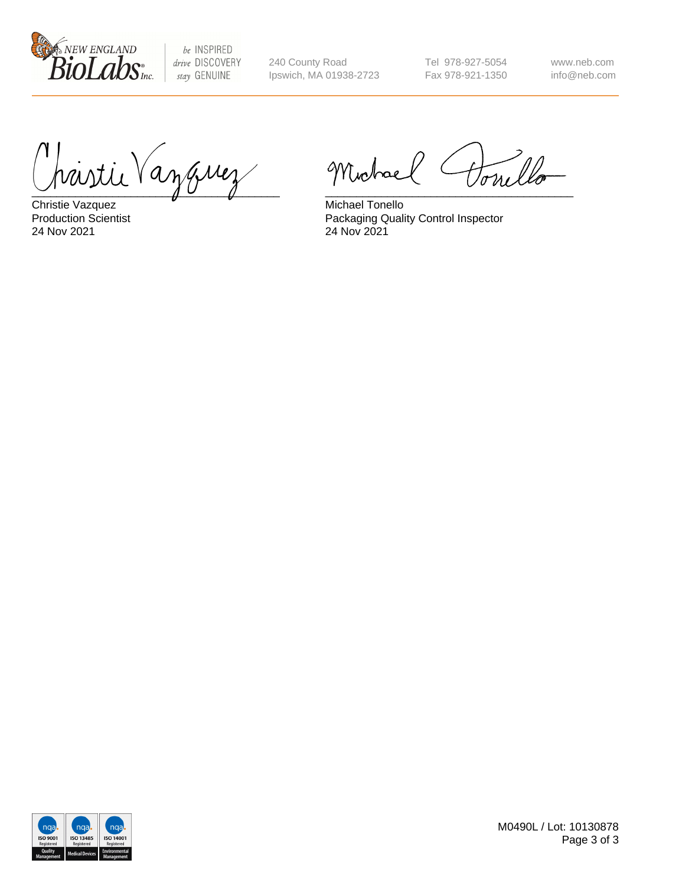Christie Vazquez
Production Scientist
24 Nov 2021

Michael Tonello
Packaging Quality Control Inspector
24 Nov 2021

M0490L / Lot: 10130878